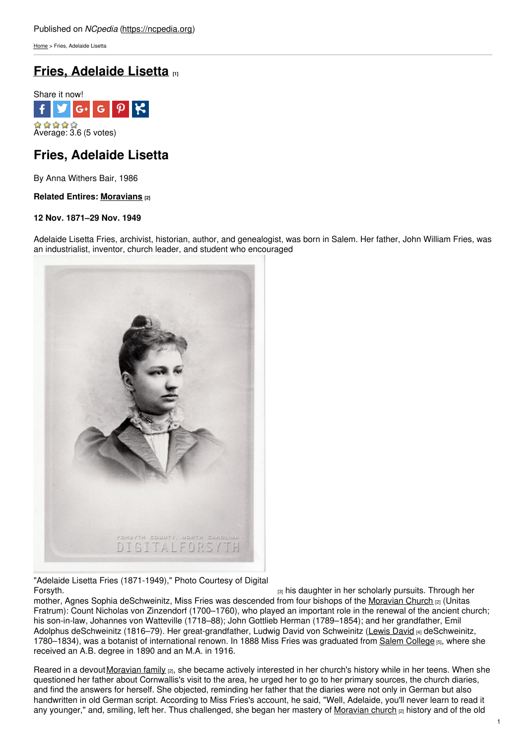Published on *NCpedia* (https://ncpedia.org)

Home > Fries, Adelaide Lisetta

# Fries, Adelaide Lisetta [1]

Share it now!

Average: 3.6 (5 votes)

## Fries, Adelaide Lisetta

By Anna Withers Bair, 1986

**Related Entires: Moravians [2]**

**12 Nov. 1871–29 Nov. 1949**

Adelaide Lisetta Fries, archivist, historian, author, and genealogist, was born in Salem. Her father, John William Fries, was an industrialist, inventor, church leader, and student who encouraged

"Adelaide Lisetta Fries (1871-1949)," Photo Courtesy of Digital Forsyth. [3]

his daughter in her scholarly pursuits. Through her mother, Agnes Sophia deSchweinitz, Miss Fries was descended from four bishops of the Moravian Church [2] (Unitas Fratrum): Count Nicholas von Zinzendorf (1700–1760), who played an important role in the renewal of the ancient church; his son-in-law, Johannes von Watteville (1718–88); John Gottlieb Herman (1789–1854); and her grandfather, Emil Adolphus deSchweinitz (1816–79). Her great-grandfather, Ludwig David von Schweinitz (Lewis David [4] deSchweinitz, 1780–1834), was a botanist of international renown. In 1888 Miss Fries was graduated from Salem College [5], where she received an A.B. degree in 1890 and an M.A. in 1916.

Reared in a devout Moravian family [2], she became actively interested in her church's history while in her teens. When she questioned her father about Cornwallis's visit to the area, he urged her to go to her primary sources, the church diaries, and find the answers for herself. She objected, reminding her father that the diaries were not only in German but also handwritten in old German script. According to Miss Fries's account, he said, "Well, Adelaide, you'll never learn to read it any younger," and, smiling, left her. Thus challenged, she began her mastery of Moravian church [2] history and of the old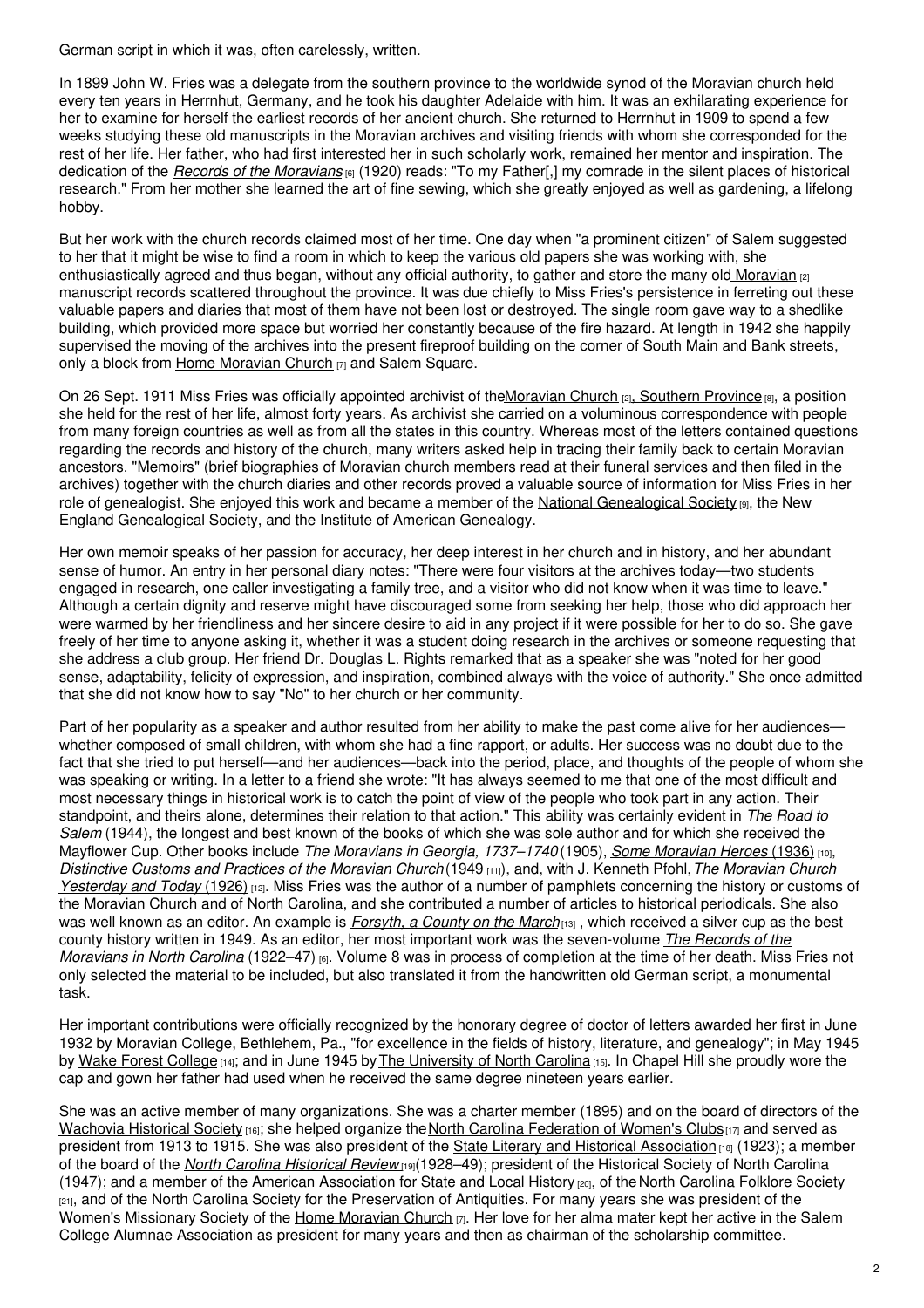German script in which it was, often carelessly, written.

In 1899 John W. Fries was a delegate from the southern province to the worldwide synod of the Moravian church held every ten years in Herrnhut, Germany, and he took his daughter Adelaide with him. It was an exhilarating experience for her to examine for herself the earliest records of her ancient church. She returned to Herrnhut in 1909 to spend a few weeks studying these old manuscripts in the Moravian archives and visiting friends with whom she corresponded for the rest of her life. Her father, who had first interested her in such scholarly work, remained her mentor and inspiration. The dedication of the *Records of the Moravians* [6] (1920) reads: "To my Father[,] my comrade in the silent places of historical research." From her mother she learned the art of fine sewing, which she greatly enjoyed as well as gardening, a lifelong hobby.

But her work with the church records claimed most of her time. One day when "a prominent citizen" of Salem suggested to her that it might be wise to find a room in which to keep the various old papers she was working with, she enthusiastically agreed and thus began, without any official authority, to gather and store the many old Moravian [2] manuscript records scattered throughout the province. It was due chiefly to Miss Fries's persistence in ferreting out these valuable papers and diaries that most of them have not been lost or destroyed. The single room gave way to a shedlike building, which provided more space but worried her constantly because of the fire hazard. At length in 1942 she happily supervised the moving of the archives into the present fireproof building on the corner of South Main and Bank streets, only a block from Home Moravian Church [7] and Salem Square.

On 26 Sept. 1911 Miss Fries was officially appointed archivist of the Moravian Church [2], Southern Province [8], a position she held for the rest of her life, almost forty years. As archivist she carried on a voluminous correspondence with people from many foreign countries as well as from all the states in this country. Whereas most of the letters contained questions regarding the records and history of the church, many writers asked help in tracing their family back to certain Moravian ancestors. "Memoirs" (brief biographies of Moravian church members read at their funeral services and then filed in the archives) together with the church diaries and other records proved a valuable source of information for Miss Fries in her role of genealogist. She enjoyed this work and became a member of the National Genealogical Society [9], the New England Genealogical Society, and the Institute of American Genealogy.

Her own memoir speaks of her passion for accuracy, her deep interest in her church and in history, and her abundant sense of humor. An entry in her personal diary notes: "There were four visitors at the archives today—two students engaged in research, one caller investigating a family tree, and a visitor who did not know when it was time to leave." Although a certain dignity and reserve might have discouraged some from seeking her help, those who did approach her were warmed by her friendliness and her sincere desire to aid in any project if it were possible for her to do so. She gave freely of her time to anyone asking it, whether it was a student doing research in the archives or someone requesting that she address a club group. Her friend Dr. Douglas L. Rights remarked that as a speaker she was "noted for her good sense, adaptability, felicity of expression, and inspiration, combined always with the voice of authority." She once admitted that she did not know how to say "No" to her church or her community.

Part of her popularity as a speaker and author resulted from her ability to make the past come alive for her audiences—whether composed of small children, with whom she had a fine rapport, or adults. Her success was no doubt due to the fact that she tried to put herself—and her audiences—back into the period, place, and thoughts of the people of whom she was speaking or writing. In a letter to a friend she wrote: "It has always seemed to me that one of the most difficult and most necessary things in historical work is to catch the point of view of the people who took part in any action. Their standpoint, and theirs alone, determines their relation to that action." This ability was certainly evident in *The Road to Salem* (1944), the longest and best known of the books of which she was sole author and for which she received the Mayflower Cup. Other books include *The Moravians in Georgia, 1737–1740* (1905), *Some Moravian Heroes* (1936) [10], *Distinctive Customs and Practices of the Moravian Church* (1949 [11]), and, with J. Kenneth Pfohl, *The Moravian Church Yesterday and Today* (1926) [12]. Miss Fries was the author of a number of pamphlets concerning the history or customs of the Moravian Church and of North Carolina, and she contributed a number of articles to historical periodicals. She also was well known as an editor. An example is *Forsyth, a County on the March* [13] , which received a silver cup as the best county history written in 1949. As an editor, her most important work was the seven-volume *The Records of the Moravians in North Carolina* (1922–47) [6]. Volume 8 was in process of completion at the time of her death. Miss Fries not only selected the material to be included, but also translated it from the handwritten old German script, a monumental task.

Her important contributions were officially recognized by the honorary degree of doctor of letters awarded her first in June 1932 by Moravian College, Bethlehem, Pa., "for excellence in the fields of history, literature, and genealogy"; in May 1945 by Wake Forest College [14]; and in June 1945 by The University of North Carolina [15]. In Chapel Hill she proudly wore the cap and gown her father had used when he received the same degree nineteen years earlier.

She was an active member of many organizations. She was a charter member (1895) and on the board of directors of the Wachovia Historical Society [16]; she helped organize the North Carolina Federation of Women's Clubs [17] and served as president from 1913 to 1915. She was also president of the State Literary and Historical Association [18] (1923); a member of the board of the *North Carolina Historical Review* [19] (1928–49); president of the Historical Society of North Carolina (1947); and a member of the American Association for State and Local History [20], of the North Carolina Folklore Society [21], and of the North Carolina Society for the Preservation of Antiquities. For many years she was president of the Women's Missionary Society of the Home Moravian Church [7]. Her love for her alma mater kept her active in the Salem College Alumnae Association as president for many years and then as chairman of the scholarship committee.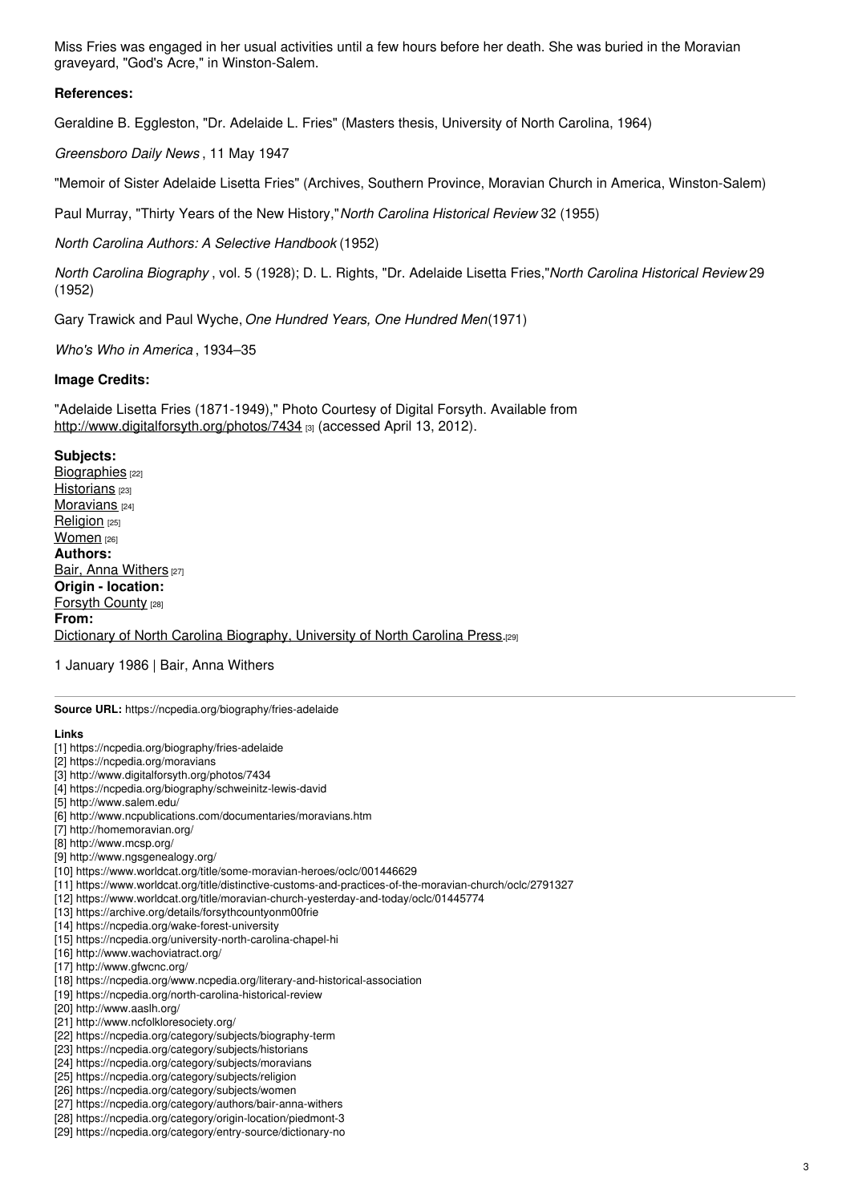Miss Fries was engaged in her usual activities until a few hours before her death. She was buried in the Moravian graveyard, "God's Acre," in Winston-Salem.

**References:**

Geraldine B. Eggleston, "Dr. Adelaide L. Fries" (Masters thesis, University of North Carolina, 1964)

*Greensboro Daily News*, 11 May 1947

"Memoir of Sister Adelaide Lisetta Fries" (Archives, Southern Province, Moravian Church in America, Winston-Salem)

Paul Murray, "Thirty Years of the New History,"*North Carolina Historical Review* 32 (1955)

*North Carolina Authors: A Selective Handbook* (1952)

*North Carolina Biography*, vol. 5 (1928); D. L. Rights, "Dr. Adelaide Lisetta Fries,"*North Carolina Historical Review* 29 (1952)

Gary Trawick and Paul Wyche,*One Hundred Years, One Hundred Men*(1971)

*Who's Who in America*, 1934–35

**Image Credits:**

"Adelaide Lisetta Fries (1871-1949)," Photo Courtesy of Digital Forsyth. Available from http://www.digitalforsyth.org/photos/7434 [3] (accessed April 13, 2012).

**Subjects:**
Biographies [22]
Historians [23]
Moravians [24]
Religion [25]
Women [26]
**Authors:**
Bair, Anna Withers [27]
**Origin - location:**
Forsyth County [28]
**From:**
Dictionary of North Carolina Biography, University of North Carolina Press.[29]

1 January 1986 | Bair, Anna Withers

**Source URL:** https://ncpedia.org/biography/fries-adelaide

**Links**
[1] https://ncpedia.org/biography/fries-adelaide
[2] https://ncpedia.org/moravians
[3] http://www.digitalforsyth.org/photos/7434
[4] https://ncpedia.org/biography/schweinitz-lewis-david
[5] http://www.salem.edu/
[6] http://www.ncpublications.com/documentaries/moravians.htm
[7] http://homemoravian.org/
[8] http://www.mcsp.org/
[9] http://www.ngsgenealogy.org/
[10] https://www.worldcat.org/title/some-moravian-heroes/oclc/001446629
[11] https://www.worldcat.org/title/distinctive-customs-and-practices-of-the-moravian-church/oclc/2791327
[12] https://www.worldcat.org/title/moravian-church-yesterday-and-today/oclc/01445774
[13] https://archive.org/details/forsythcountyonm00frie
[14] https://ncpedia.org/wake-forest-university
[15] https://ncpedia.org/university-north-carolina-chapel-hi
[16] http://www.wachoviatract.org/
[17] http://www.gfwcnc.org/
[18] https://ncpedia.org/www.ncpedia.org/literary-and-historical-association
[19] https://ncpedia.org/north-carolina-historical-review
[20] http://www.aaslh.org/
[21] http://www.ncfolkloresociety.org/
[22] https://ncpedia.org/category/subjects/biography-term
[23] https://ncpedia.org/category/subjects/historians
[24] https://ncpedia.org/category/subjects/moravians
[25] https://ncpedia.org/category/subjects/religion
[26] https://ncpedia.org/category/subjects/women
[27] https://ncpedia.org/category/authors/bair-anna-withers
[28] https://ncpedia.org/category/origin-location/piedmont-3
[29] https://ncpedia.org/category/entry-source/dictionary-no